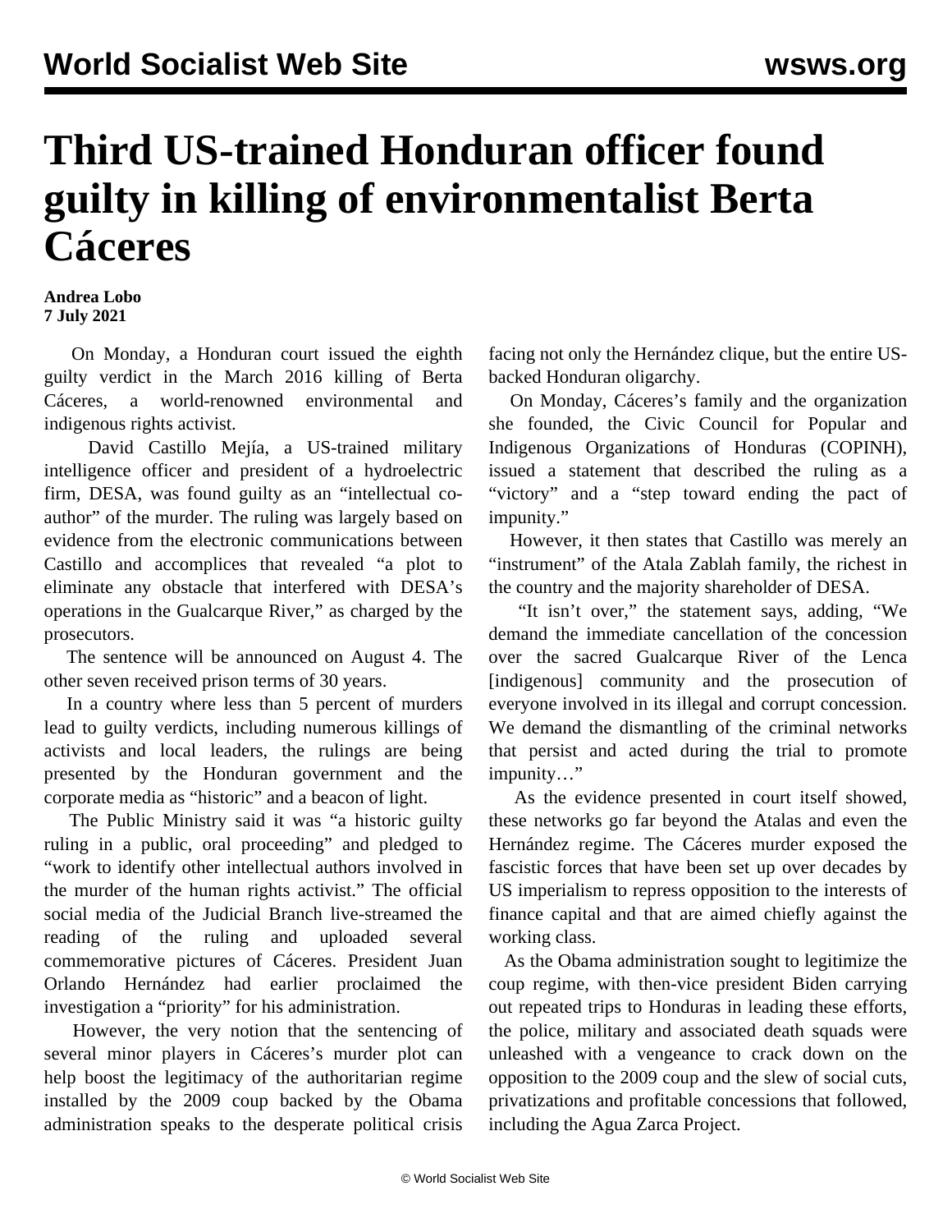# Third US-trained Honduran officer found guilty in killing of environmentalist Berta Cáceres

**Andrea Lobo**
**7 July 2021**

On Monday, a Honduran court issued the eighth guilty verdict in the March 2016 killing of Berta Cáceres, a world-renowned environmental and indigenous rights activist.

David Castillo Mejía, a US-trained military intelligence officer and president of a hydroelectric firm, DESA, was found guilty as an "intellectual co-author" of the murder. The ruling was largely based on evidence from the electronic communications between Castillo and accomplices that revealed "a plot to eliminate any obstacle that interfered with DESA's operations in the Gualcarque River," as charged by the prosecutors.

The sentence will be announced on August 4. The other seven received prison terms of 30 years.

In a country where less than 5 percent of murders lead to guilty verdicts, including numerous killings of activists and local leaders, the rulings are being presented by the Honduran government and the corporate media as "historic" and a beacon of light.

The Public Ministry said it was "a historic guilty ruling in a public, oral proceeding" and pledged to "work to identify other intellectual authors involved in the murder of the human rights activist." The official social media of the Judicial Branch live-streamed the reading of the ruling and uploaded several commemorative pictures of Cáceres. President Juan Orlando Hernández had earlier proclaimed the investigation a "priority" for his administration.

However, the very notion that the sentencing of several minor players in Cáceres's murder plot can help boost the legitimacy of the authoritarian regime installed by the 2009 coup backed by the Obama administration speaks to the desperate political crisis facing not only the Hernández clique, but the entire US-backed Honduran oligarchy.

On Monday, Cáceres's family and the organization she founded, the Civic Council for Popular and Indigenous Organizations of Honduras (COPINH), issued a statement that described the ruling as a "victory" and a "step toward ending the pact of impunity."

However, it then states that Castillo was merely an "instrument" of the Atala Zablah family, the richest in the country and the majority shareholder of DESA.

"It isn't over," the statement says, adding, "We demand the immediate cancellation of the concession over the sacred Gualcarque River of the Lenca [indigenous] community and the prosecution of everyone involved in its illegal and corrupt concession. We demand the dismantling of the criminal networks that persist and acted during the trial to promote impunity…"

As the evidence presented in court itself showed, these networks go far beyond the Atalas and even the Hernández regime. The Cáceres murder exposed the fascistic forces that have been set up over decades by US imperialism to repress opposition to the interests of finance capital and that are aimed chiefly against the working class.

As the Obama administration sought to legitimize the coup regime, with then-vice president Biden carrying out repeated trips to Honduras in leading these efforts, the police, military and associated death squads were unleashed with a vengeance to crack down on the opposition to the 2009 coup and the slew of social cuts, privatizations and profitable concessions that followed, including the Agua Zarca Project.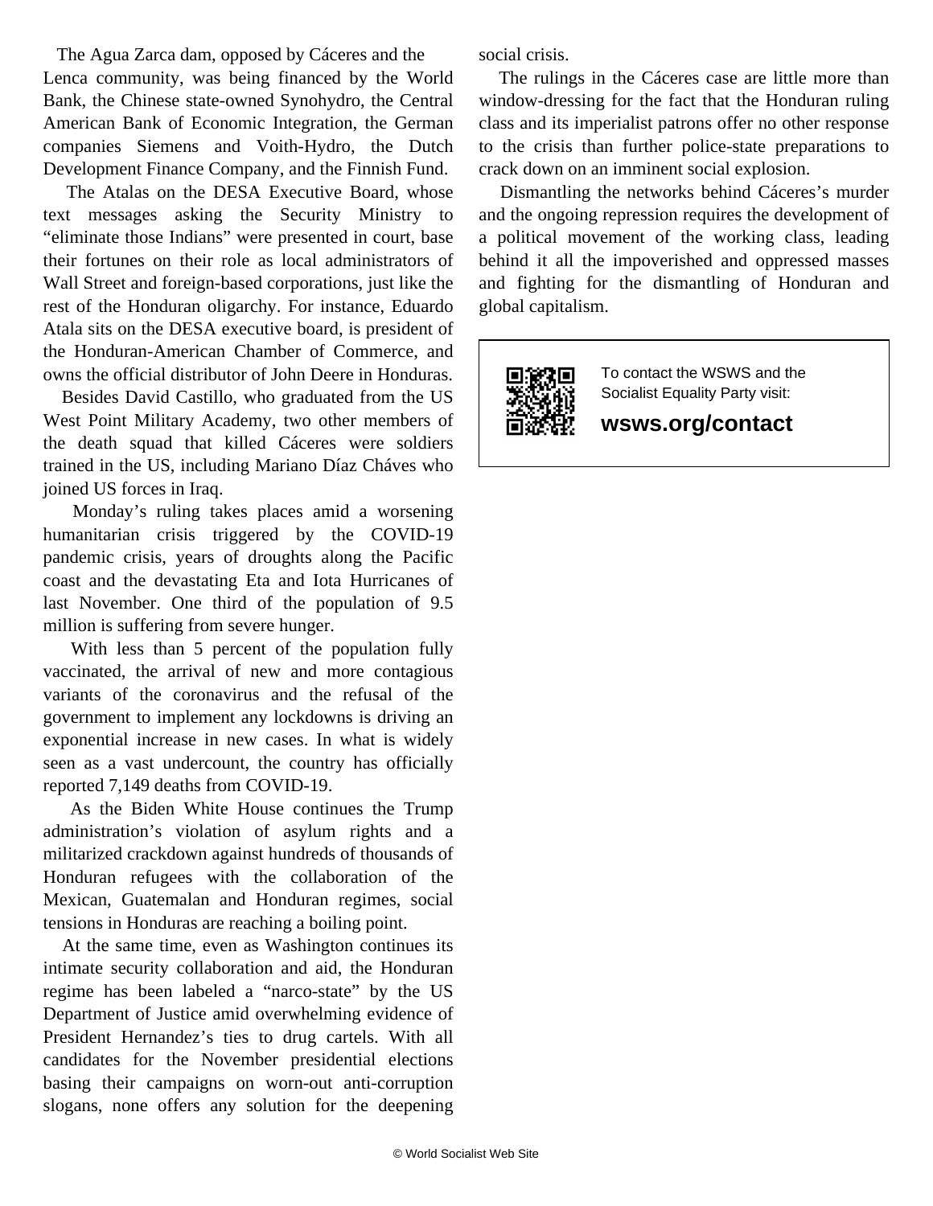The Agua Zarca dam, opposed by Cáceres and the Lenca community, was being financed by the World Bank, the Chinese state-owned Synohydro, the Central American Bank of Economic Integration, the German companies Siemens and Voith-Hydro, the Dutch Development Finance Company, and the Finnish Fund.

The Atalas on the DESA Executive Board, whose text messages asking the Security Ministry to "eliminate those Indians" were presented in court, base their fortunes on their role as local administrators of Wall Street and foreign-based corporations, just like the rest of the Honduran oligarchy. For instance, Eduardo Atala sits on the DESA executive board, is president of the Honduran-American Chamber of Commerce, and owns the official distributor of John Deere in Honduras.

Besides David Castillo, who graduated from the US West Point Military Academy, two other members of the death squad that killed Cáceres were soldiers trained in the US, including Mariano Díaz Cháves who joined US forces in Iraq.

Monday's ruling takes places amid a worsening humanitarian crisis triggered by the COVID-19 pandemic crisis, years of droughts along the Pacific coast and the devastating Eta and Iota Hurricanes of last November. One third of the population of 9.5 million is suffering from severe hunger.

With less than 5 percent of the population fully vaccinated, the arrival of new and more contagious variants of the coronavirus and the refusal of the government to implement any lockdowns is driving an exponential increase in new cases. In what is widely seen as a vast undercount, the country has officially reported 7,149 deaths from COVID-19.

As the Biden White House continues the Trump administration's violation of asylum rights and a militarized crackdown against hundreds of thousands of Honduran refugees with the collaboration of the Mexican, Guatemalan and Honduran regimes, social tensions in Honduras are reaching a boiling point.

At the same time, even as Washington continues its intimate security collaboration and aid, the Honduran regime has been labeled a "narco-state" by the US Department of Justice amid overwhelming evidence of President Hernandez's ties to drug cartels. With all candidates for the November presidential elections basing their campaigns on worn-out anti-corruption slogans, none offers any solution for the deepening social crisis.

The rulings in the Cáceres case are little more than window-dressing for the fact that the Honduran ruling class and its imperialist patrons offer no other response to the crisis than further police-state preparations to crack down on an imminent social explosion.

Dismantling the networks behind Cáceres's murder and the ongoing repression requires the development of a political movement of the working class, leading behind it all the impoverished and oppressed masses and fighting for the dismantling of Honduran and global capitalism.

To contact the WSWS and the Socialist Equality Party visit:

**wsws.org/contact**